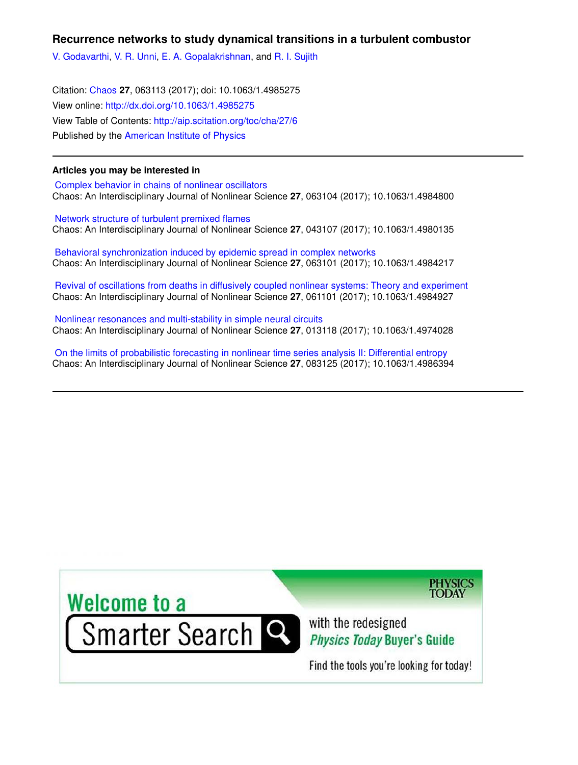# Recurrence networks to study dynamical transitions in a turbulent combustor

V. Godavarthi, V. R. Unni, E. A. Gopalakrishnan, and R. I. Sujith

Citation: Chaos **27**, 063113 (2017); doi: 10.1063/1.4985275

View online: http://dx.doi.org/10.1063/1.4985275

View Table of Contents: http://aip.scitation.org/toc/cha/27/6

Published by the American Institute of Physics

---

## Articles you may be interested in

Complex behavior in chains of nonlinear oscillators
Chaos: An Interdisciplinary Journal of Nonlinear Science **27**, 063104 (2017); 10.1063/1.4984800

Network structure of turbulent premixed flames
Chaos: An Interdisciplinary Journal of Nonlinear Science **27**, 043107 (2017); 10.1063/1.4980135

Behavioral synchronization induced by epidemic spread in complex networks
Chaos: An Interdisciplinary Journal of Nonlinear Science **27**, 063101 (2017); 10.1063/1.4984217

Revival of oscillations from deaths in diffusively coupled nonlinear systems: Theory and experiment
Chaos: An Interdisciplinary Journal of Nonlinear Science **27**, 061101 (2017); 10.1063/1.4984927

Nonlinear resonances and multi-stability in simple neural circuits
Chaos: An Interdisciplinary Journal of Nonlinear Science **27**, 013118 (2017); 10.1063/1.4974028

On the limits of probabilistic forecasting in nonlinear time series analysis II: Differential entropy
Chaos: An Interdisciplinary Journal of Nonlinear Science **27**, 083125 (2017); 10.1063/1.4986394

---

Welcome to a Smarter Search with the redesigned *Physics Today* Buyer's Guide

PHYSICS TODAY

Find the tools you're looking for today!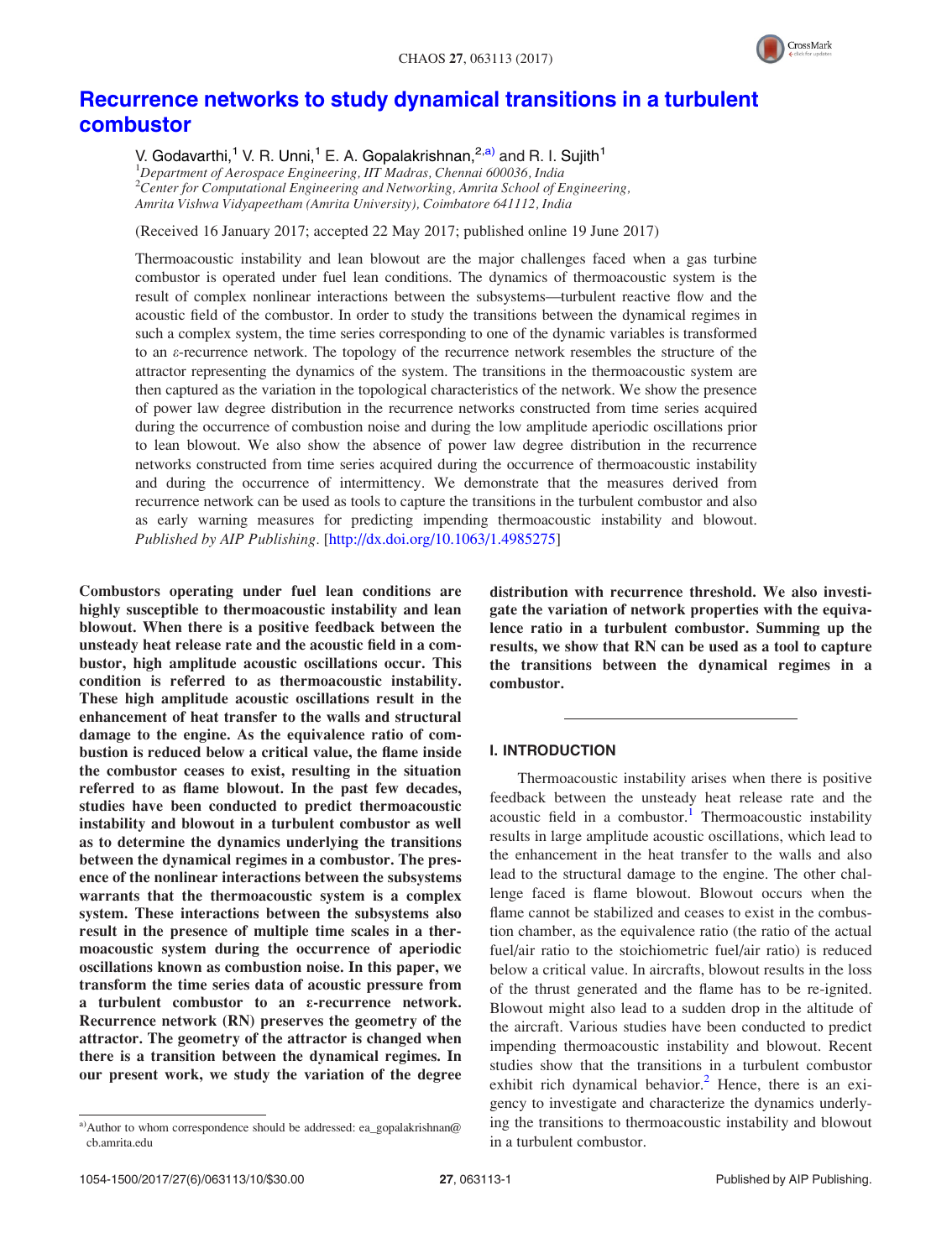# Recurrence networks to study dynamical transitions in a turbulent combustor

V. Godavarthi,[1] V. R. Unni,[1] E. A. Gopalakrishnan,[2,a)] and R. I. Sujith[1]

[1]*Department of Aerospace Engineering, IIT Madras, Chennai 600036, India*
[2]*Center for Computational Engineering and Networking, Amrita School of Engineering, Amrita Vishwa Vidyapeetham (Amrita University), Coimbatore 641112, India*

(Received 16 January 2017; accepted 22 May 2017; published online 19 June 2017)

Thermoacoustic instability and lean blowout are the major challenges faced when a gas turbine combustor is operated under fuel lean conditions. The dynamics of thermoacoustic system is the result of complex nonlinear interactions between the subsystems—turbulent reactive flow and the acoustic field of the combustor. In order to study the transitions between the dynamical regimes in such a complex system, the time series corresponding to one of the dynamic variables is transformed to an $\varepsilon$-recurrence network. The topology of the recurrence network resembles the structure of the attractor representing the dynamics of the system. The transitions in the thermoacoustic system are then captured as the variation in the topological characteristics of the network. We show the presence of power law degree distribution in the recurrence networks constructed from time series acquired during the occurrence of combustion noise and during the low amplitude aperiodic oscillations prior to lean blowout. We also show the absence of power law degree distribution in the recurrence networks constructed from time series acquired during the occurrence of thermoacoustic instability and during the occurrence of intermittency. We demonstrate that the measures derived from recurrence network can be used as tools to capture the transitions in the turbulent combustor and also as early warning measures for predicting impending thermoacoustic instability and blowout. *Published by AIP Publishing.* [http://dx.doi.org/10.1063/1.4985275]

**Combustors operating under fuel lean conditions are highly susceptible to thermoacoustic instability and lean blowout. When there is a positive feedback between the unsteady heat release rate and the acoustic field in a combustor, high amplitude acoustic oscillations occur. This condition is referred to as thermoacoustic instability. These high amplitude acoustic oscillations result in the enhancement of heat transfer to the walls and structural damage to the engine. As the equivalence ratio of combustion is reduced below a critical value, the flame inside the combustor ceases to exist, resulting in the situation referred to as flame blowout. In the past few decades, studies have been conducted to predict thermoacoustic instability and blowout in a turbulent combustor as well as to determine the dynamics underlying the transitions between the dynamical regimes in a combustor. The presence of the nonlinear interactions between the subsystems warrants that the thermoacoustic system is a complex system. These interactions between the subsystems also result in the presence of multiple time scales in a thermoacoustic system during the occurrence of aperiodic oscillations known as combustion noise. In this paper, we transform the time series data of acoustic pressure from a turbulent combustor to an ε-recurrence network. Recurrence network (RN) preserves the geometry of the attractor. The geometry of the attractor is changed when there is a transition between the dynamical regimes. In our present work, we study the variation of the degree distribution with recurrence threshold. We also investigate the variation of network properties with the equivalence ratio in a turbulent combustor. Summing up the results, we show that RN can be used as a tool to capture the transitions between the dynamical regimes in a combustor.**

## I. INTRODUCTION

Thermoacoustic instability arises when there is positive feedback between the unsteady heat release rate and the acoustic field in a combustor.[1] Thermoacoustic instability results in large amplitude acoustic oscillations, which lead to the enhancement in the heat transfer to the walls and also lead to the structural damage to the engine. The other challenge faced is flame blowout. Blowout occurs when the flame cannot be stabilized and ceases to exist in the combustion chamber, as the equivalence ratio (the ratio of the actual fuel/air ratio to the stoichiometric fuel/air ratio) is reduced below a critical value. In aircrafts, blowout results in the loss of the thrust generated and the flame has to be re-ignited. Blowout might also lead to a sudden drop in the altitude of the aircraft. Various studies have been conducted to predict impending thermoacoustic instability and blowout. Recent studies show that the transitions in a turbulent combustor exhibit rich dynamical behavior.[2] Hence, there is an exigency to investigate and characterize the dynamics underlying the transitions to thermoacoustic instability and blowout in a turbulent combustor.

---

a)Author to whom correspondence should be addressed: ea_gopalakrishnan@cb.amrita.edu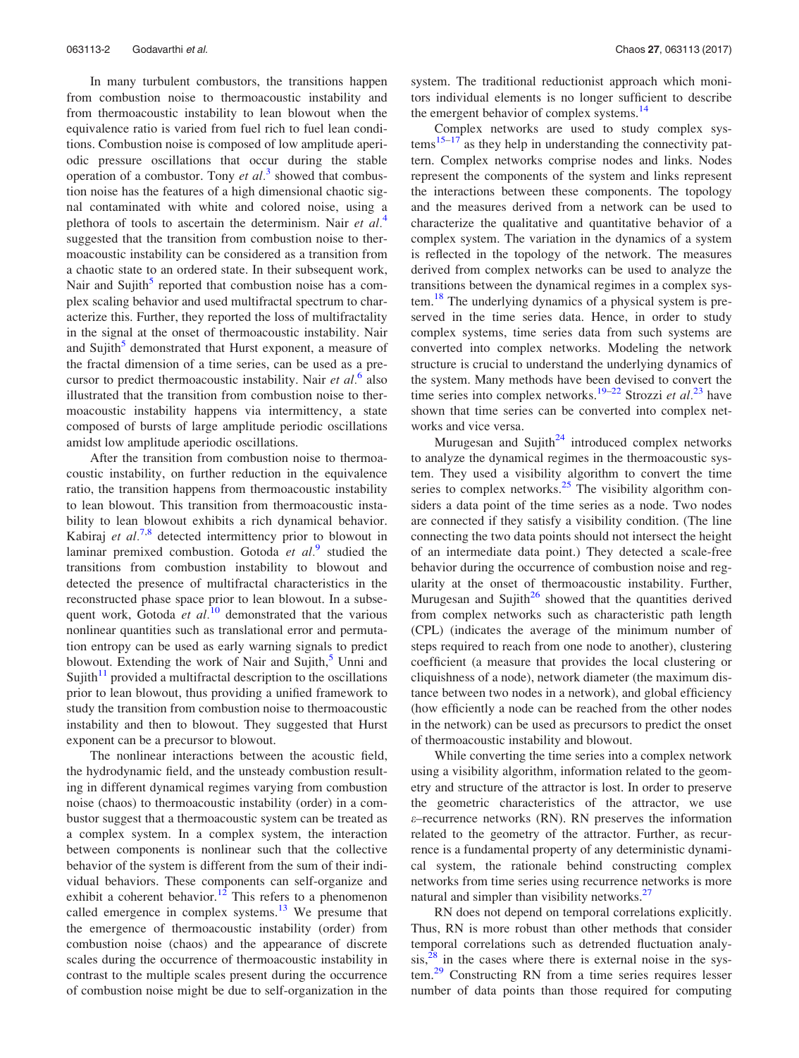In many turbulent combustors, the transitions happen from combustion noise to thermoacoustic instability and from thermoacoustic instability to lean blowout when the equivalence ratio is varied from fuel rich to fuel lean conditions. Combustion noise is composed of low amplitude aperiodic pressure oscillations that occur during the stable operation of a combustor. Tony *et al.*[3] showed that combustion noise has the features of a high dimensional chaotic signal contaminated with white and colored noise, using a plethora of tools to ascertain the determinism. Nair *et al.*[4] suggested that the transition from combustion noise to thermoacoustic instability can be considered as a transition from a chaotic state to an ordered state. In their subsequent work, Nair and Sujith[5] reported that combustion noise has a complex scaling behavior and used multifractal spectrum to characterize this. Further, they reported the loss of multifractality in the signal at the onset of thermoacoustic instability. Nair and Sujith[5] demonstrated that Hurst exponent, a measure of the fractal dimension of a time series, can be used as a precursor to predict thermoacoustic instability. Nair *et al.*[6] also illustrated that the transition from combustion noise to thermoacoustic instability happens via intermittency, a state composed of bursts of large amplitude periodic oscillations amidst low amplitude aperiodic oscillations.

After the transition from combustion noise to thermoacoustic instability, on further reduction in the equivalence ratio, the transition happens from thermoacoustic instability to lean blowout. This transition from thermoacoustic instability to lean blowout exhibits a rich dynamical behavior. Kabiraj *et al.*[7,8] detected intermittency prior to blowout in laminar premixed combustion. Gotoda *et al.*[9] studied the transitions from combustion instability to blowout and detected the presence of multifractal characteristics in the reconstructed phase space prior to lean blowout. In a subsequent work, Gotoda *et al.*[10] demonstrated that the various nonlinear quantities such as translational error and permutation entropy can be used as early warning signals to predict blowout. Extending the work of Nair and Sujith,[5] Unni and Sujith[11] provided a multifractal description to the oscillations prior to lean blowout, thus providing a unified framework to study the transition from combustion noise to thermoacoustic instability and then to blowout. They suggested that Hurst exponent can be a precursor to blowout.

The nonlinear interactions between the acoustic field, the hydrodynamic field, and the unsteady combustion resulting in different dynamical regimes varying from combustion noise (chaos) to thermoacoustic instability (order) in a combustor suggest that a thermoacoustic system can be treated as a complex system. In a complex system, the interaction between components is nonlinear such that the collective behavior of the system is different from the sum of their individual behaviors. These components can self-organize and exhibit a coherent behavior.[12] This refers to a phenomenon called emergence in complex systems.[13] We presume that the emergence of thermoacoustic instability (order) from combustion noise (chaos) and the appearance of discrete scales during the occurrence of thermoacoustic instability in contrast to the multiple scales present during the occurrence of combustion noise might be due to self-organization in the system. The traditional reductionist approach which monitors individual elements is no longer sufficient to describe the emergent behavior of complex systems.[14]

Complex networks are used to study complex systems[15–17] as they help in understanding the connectivity pattern. Complex networks comprise nodes and links. Nodes represent the components of the system and links represent the interactions between these components. The topology and the measures derived from a network can be used to characterize the qualitative and quantitative behavior of a complex system. The variation in the dynamics of a system is reflected in the topology of the network. The measures derived from complex networks can be used to analyze the transitions between the dynamical regimes in a complex system.[18] The underlying dynamics of a physical system is preserved in the time series data. Hence, in order to study complex systems, time series data from such systems are converted into complex networks. Modeling the network structure is crucial to understand the underlying dynamics of the system. Many methods have been devised to convert the time series into complex networks.[19–22] Strozzi *et al.*[23] have shown that time series can be converted into complex networks and vice versa.

Murugesan and Sujith[24] introduced complex networks to analyze the dynamical regimes in the thermoacoustic system. They used a visibility algorithm to convert the time series to complex networks.[25] The visibility algorithm considers a data point of the time series as a node. Two nodes are connected if they satisfy a visibility condition. (The line connecting the two data points should not intersect the height of an intermediate data point.) They detected a scale-free behavior during the occurrence of combustion noise and regularity at the onset of thermoacoustic instability. Further, Murugesan and Sujith[26] showed that the quantities derived from complex networks such as characteristic path length (CPL) (indicates the average of the minimum number of steps required to reach from one node to another), clustering coefficient (a measure that provides the local clustering or cliquishness of a node), network diameter (the maximum distance between two nodes in a network), and global efficiency (how efficiently a node can be reached from the other nodes in the network) can be used as precursors to predict the onset of thermoacoustic instability and blowout.

While converting the time series into a complex network using a visibility algorithm, information related to the geometry and structure of the attractor is lost. In order to preserve the geometric characteristics of the attractor, we use $\varepsilon$–recurrence networks (RN). RN preserves the information related to the geometry of the attractor. Further, as recurrence is a fundamental property of any deterministic dynamical system, the rationale behind constructing complex networks from time series using recurrence networks is more natural and simpler than visibility networks.[27]

RN does not depend on temporal correlations explicitly. Thus, RN is more robust than other methods that consider temporal correlations such as detrended fluctuation analysis,[28] in the cases where there is external noise in the system.[29] Constructing RN from a time series requires lesser number of data points than those required for computing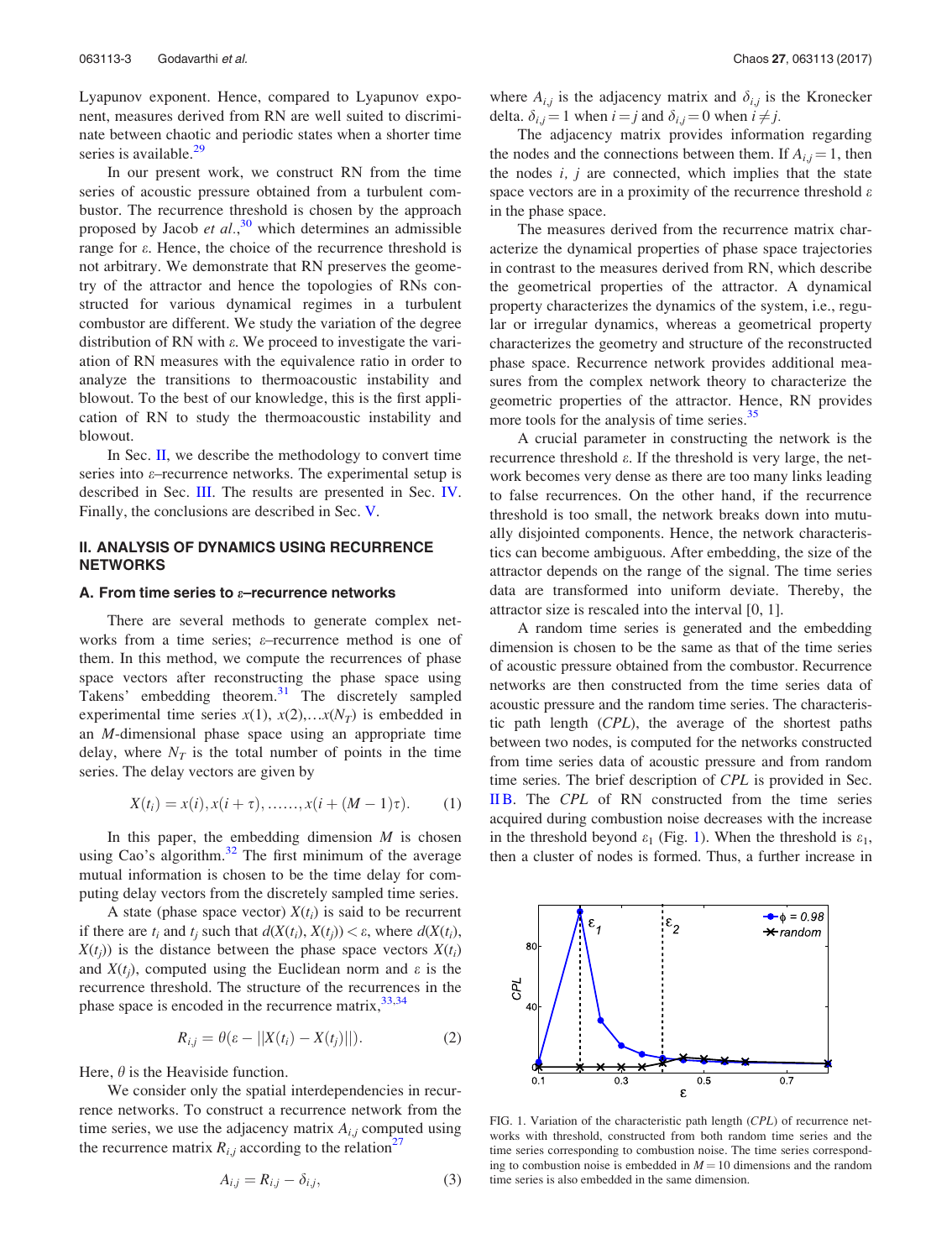Lyapunov exponent. Hence, compared to Lyapunov exponent, measures derived from RN are well suited to discriminate between chaotic and periodic states when a shorter time series is available.[29]

In our present work, we construct RN from the time series of acoustic pressure obtained from a turbulent combustor. The recurrence threshold is chosen by the approach proposed by Jacob *et al.*,[30] which determines an admissible range for $\varepsilon$. Hence, the choice of the recurrence threshold is not arbitrary. We demonstrate that RN preserves the geometry of the attractor and hence the topologies of RNs constructed for various dynamical regimes in a turbulent combustor are different. We study the variation of the degree distribution of RN with $\varepsilon$. We proceed to investigate the variation of RN measures with the equivalence ratio in order to analyze the transitions to thermoacoustic instability and blowout. To the best of our knowledge, this is the first application of RN to study the thermoacoustic instability and blowout.

In Sec. II, we describe the methodology to convert time series into $\varepsilon$–recurrence networks. The experimental setup is described in Sec. III. The results are presented in Sec. IV. Finally, the conclusions are described in Sec. V.

## II. ANALYSIS OF DYNAMICS USING RECURRENCE NETWORKS

### A. From time series to $\varepsilon$–recurrence networks

There are several methods to generate complex networks from a time series; $\varepsilon$–recurrence method is one of them. In this method, we compute the recurrences of phase space vectors after reconstructing the phase space using Takens' embedding theorem.[31] The discretely sampled experimental time series $x(1)$, $x(2)$,…$x(N_T)$ is embedded in an $M$-dimensional phase space using an appropriate time delay, where $N_T$ is the total number of points in the time series. The delay vectors are given by

$$X(t_i) = x(i), x(i+\tau), \ldots\ldots, x(i+(M-1)\tau). \tag{1}$$

In this paper, the embedding dimension $M$ is chosen using Cao's algorithm.[32] The first minimum of the average mutual information is chosen to be the time delay for computing delay vectors from the discretely sampled time series.

A state (phase space vector) $X(t_i)$ is said to be recurrent if there are $t_i$ and $t_j$ such that $d(X(t_i), X(t_j)) < \varepsilon$, where $d(X(t_i), X(t_j))$ is the distance between the phase space vectors $X(t_i)$ and $X(t_j)$, computed using the Euclidean norm and $\varepsilon$ is the recurrence threshold. The structure of the recurrences in the phase space is encoded in the recurrence matrix,[33,34]

$$R_{i,j} = \theta(\varepsilon - ||X(t_i) - X(t_j)||). \tag{2}$$

Here, $\theta$ is the Heaviside function.

We consider only the spatial interdependencies in recurrence networks. To construct a recurrence network from the time series, we use the adjacency matrix $A_{i,j}$ computed using the recurrence matrix $R_{i,j}$ according to the relation[27]

$$A_{i,j} = R_{i,j} - \delta_{i,j}, \tag{3}$$

where $A_{i,j}$ is the adjacency matrix and $\delta_{i,j}$ is the Kronecker delta. $\delta_{i,j} = 1$ when $i = j$ and $\delta_{i,j} = 0$ when $i \neq j$.

The adjacency matrix provides information regarding the nodes and the connections between them. If $A_{i,j} = 1$, then the nodes $i$, $j$ are connected, which implies that the state space vectors are in a proximity of the recurrence threshold $\varepsilon$ in the phase space.

The measures derived from the recurrence matrix characterize the dynamical properties of phase space trajectories in contrast to the measures derived from RN, which describe the geometrical properties of the attractor. A dynamical property characterizes the dynamics of the system, i.e., regular or irregular dynamics, whereas a geometrical property characterizes the geometry and structure of the reconstructed phase space. Recurrence network provides additional measures from the complex network theory to characterize the geometric properties of the attractor. Hence, RN provides more tools for the analysis of time series.[35]

A crucial parameter in constructing the network is the recurrence threshold $\varepsilon$. If the threshold is very large, the network becomes very dense as there are too many links leading to false recurrences. On the other hand, if the recurrence threshold is too small, the network breaks down into mutually disjointed components. Hence, the network characteristics can become ambiguous. After embedding, the size of the attractor depends on the range of the signal. The time series data are transformed into uniform deviate. Thereby, the attractor size is rescaled into the interval [0, 1].

A random time series is generated and the embedding dimension is chosen to be the same as that of the time series of acoustic pressure obtained from the combustor. Recurrence networks are then constructed from the time series data of acoustic pressure and the random time series. The characteristic path length (*CPL*), the average of the shortest paths between two nodes, is computed for the networks constructed from time series data of acoustic pressure and from random time series. The brief description of *CPL* is provided in Sec. II B. The *CPL* of RN constructed from the time series acquired during combustion noise decreases with the increase in the threshold beyond $\varepsilon_1$ (Fig. 1). When the threshold is $\varepsilon_1$, then a cluster of nodes is formed. Thus, a further increase in

ε1
ε2
φ = 0.98
random
80
40
0
CPL
0.1
0.3
0.5
0.7
ε

FIG. 1. Variation of the characteristic path length (*CPL*) of recurrence networks with threshold, constructed from both random time series and the time series corresponding to combustion noise. The time series corresponding to combustion noise is embedded in $M = 10$ dimensions and the random time series is also embedded in the same dimension.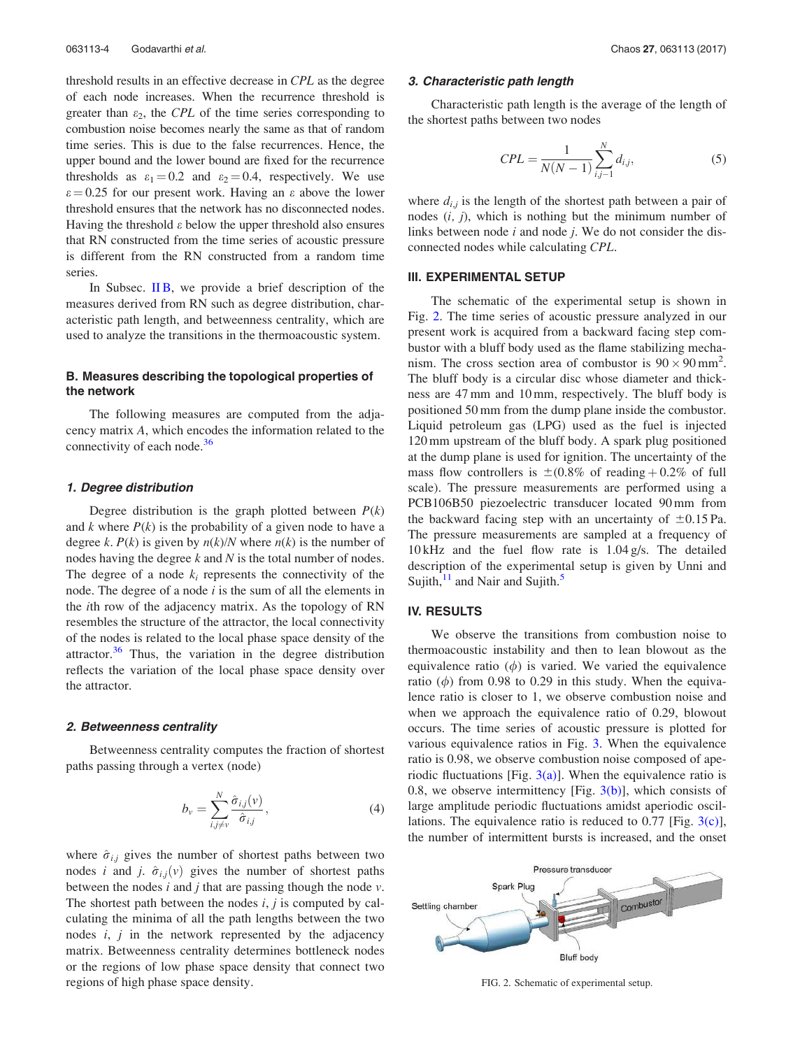threshold results in an effective decrease in *CPL* as the degree of each node increases. When the recurrence threshold is greater than $\varepsilon_2$, the *CPL* of the time series corresponding to combustion noise becomes nearly the same as that of random time series. This is due to the false recurrences. Hence, the upper bound and the lower bound are fixed for the recurrence thresholds as $\varepsilon_1 = 0.2$ and $\varepsilon_2 = 0.4$, respectively. We use $\varepsilon = 0.25$ for our present work. Having an $\varepsilon$ above the lower threshold ensures that the network has no disconnected nodes. Having the threshold $\varepsilon$ below the upper threshold also ensures that RN constructed from the time series of acoustic pressure is different from the RN constructed from a random time series.

In Subsec. II B, we provide a brief description of the measures derived from RN such as degree distribution, characteristic path length, and betweenness centrality, which are used to analyze the transitions in the thermoacoustic system.

### B. Measures describing the topological properties of the network

The following measures are computed from the adjacency matrix $A$, which encodes the information related to the connectivity of each node.[36]

#### 1. Degree distribution

Degree distribution is the graph plotted between $P(k)$ and $k$ where $P(k)$ is the probability of a given node to have a degree $k$. $P(k)$ is given by $n(k)/N$ where $n(k)$ is the number of nodes having the degree $k$ and $N$ is the total number of nodes. The degree of a node $k_i$ represents the connectivity of the node. The degree of a node $i$ is the sum of all the elements in the $i$th row of the adjacency matrix. As the topology of RN resembles the structure of the attractor, the local connectivity of the nodes is related to the local phase space density of the attractor.[36] Thus, the variation in the degree distribution reflects the variation of the local phase space density over the attractor.

#### 2. Betweenness centrality

Betweenness centrality computes the fraction of shortest paths passing through a vertex (node)

$$b_v = \sum_{i,j \neq v}^{N} \frac{\hat{\sigma}_{i,j}(v)}{\hat{\sigma}_{i,j}}, \tag{4}$$

where $\hat{\sigma}_{i,j}$ gives the number of shortest paths between two nodes $i$ and $j$. $\hat{\sigma}_{i,j}(v)$ gives the number of shortest paths between the nodes $i$ and $j$ that are passing though the node $v$. The shortest path between the nodes $i$, $j$ is computed by calculating the minima of all the path lengths between the two nodes $i$, $j$ in the network represented by the adjacency matrix. Betweenness centrality determines bottleneck nodes or the regions of low phase space density that connect two regions of high phase space density.

#### 3. Characteristic path length

Characteristic path length is the average of the length of the shortest paths between two nodes

$$CPL = \frac{1}{N(N-1)} \sum_{i,j=1}^{N} d_{i,j}, \tag{5}$$

where $d_{i,j}$ is the length of the shortest path between a pair of nodes $(i, j)$, which is nothing but the minimum number of links between node $i$ and node $j$. We do not consider the disconnected nodes while calculating *CPL*.

## III. EXPERIMENTAL SETUP

The schematic of the experimental setup is shown in Fig. 2. The time series of acoustic pressure analyzed in our present work is acquired from a backward facing step combustor with a bluff body used as the flame stabilizing mechanism. The cross section area of combustor is $90 \times 90\,\text{mm}^2$. The bluff body is a circular disc whose diameter and thickness are 47 mm and 10 mm, respectively. The bluff body is positioned 50 mm from the dump plane inside the combustor. Liquid petroleum gas (LPG) used as the fuel is injected 120 mm upstream of the bluff body. A spark plug positioned at the dump plane is used for ignition. The uncertainty of the mass flow controllers is $\pm$(0.8% of reading + 0.2% of full scale). The pressure measurements are performed using a PCB106B50 piezoelectric transducer located 90 mm from the backward facing step with an uncertainty of $\pm 0.15$ Pa. The pressure measurements are sampled at a frequency of 10 kHz and the fuel flow rate is 1.04 g/s. The detailed description of the experimental setup is given by Unni and Sujith,[11] and Nair and Sujith.[5]

## IV. RESULTS

We observe the transitions from combustion noise to thermoacoustic instability and then to lean blowout as the equivalence ratio ($\phi$) is varied. We varied the equivalence ratio ($\phi$) from 0.98 to 0.29 in this study. When the equivalence ratio is closer to 1, we observe combustion noise and when we approach the equivalence ratio of 0.29, blowout occurs. The time series of acoustic pressure is plotted for various equivalence ratios in Fig. 3. When the equivalence ratio is 0.98, we observe combustion noise composed of aperiodic fluctuations [Fig. 3(a)]. When the equivalence ratio is 0.8, we observe intermittency [Fig. 3(b)], which consists of large amplitude periodic fluctuations amidst aperiodic oscillations. The equivalence ratio is reduced to 0.77 [Fig. 3(c)], the number of intermittent bursts is increased, and the onset

FIG. 2. Schematic of experimental setup.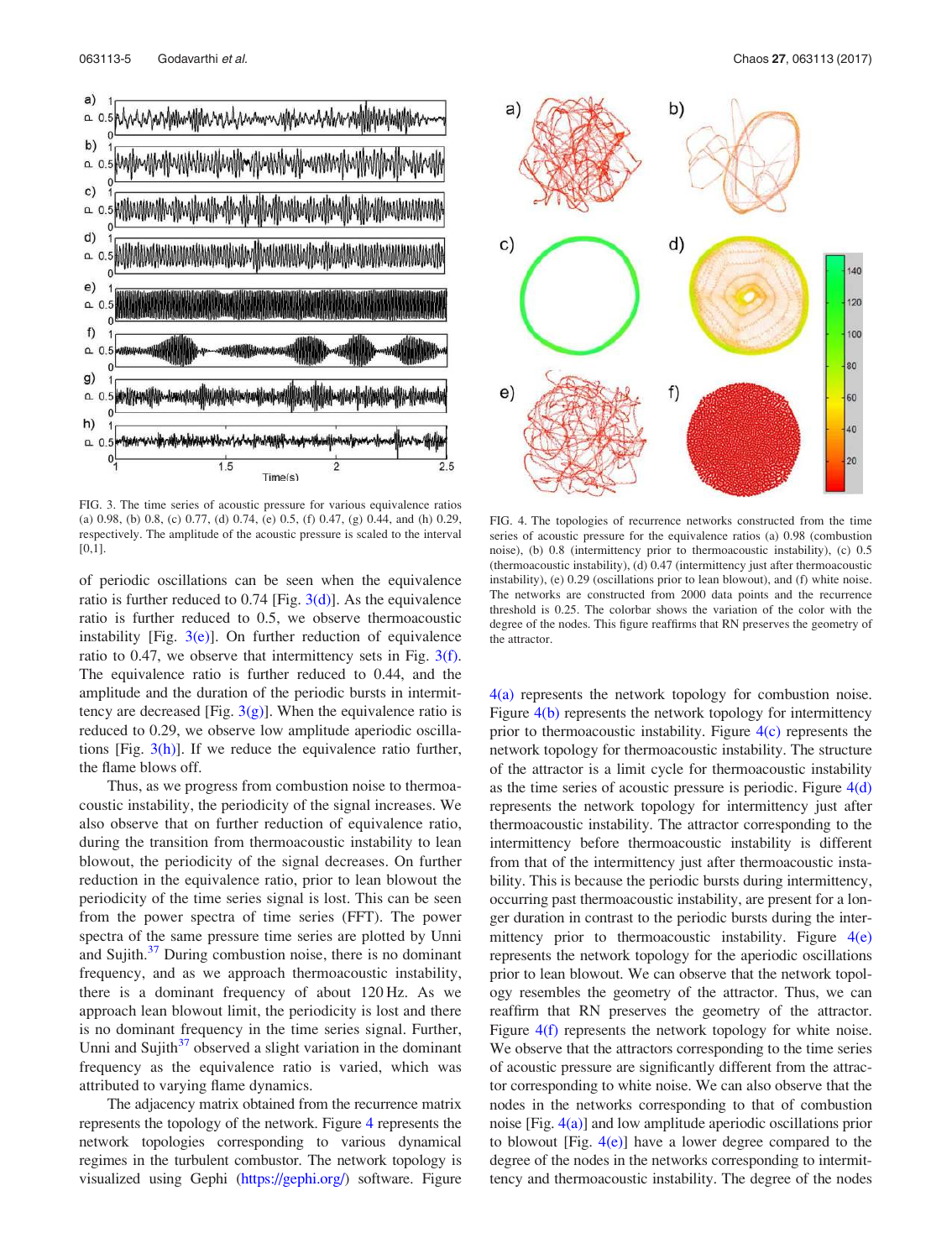FIG. 3. The time series of acoustic pressure for various equivalence ratios (a) 0.98, (b) 0.8, (c) 0.77, (d) 0.74, (e) 0.5, (f) 0.47, (g) 0.44, and (h) 0.29, respectively. The amplitude of the acoustic pressure is scaled to the interval [0,1].

of periodic oscillations can be seen when the equivalence ratio is further reduced to 0.74 [Fig. 3(d)]. As the equivalence ratio is further reduced to 0.5, we observe thermoacoustic instability [Fig. 3(e)]. On further reduction of equivalence ratio to 0.47, we observe that intermittency sets in Fig. 3(f). The equivalence ratio is further reduced to 0.44, and the amplitude and the duration of the periodic bursts in intermittency are decreased [Fig. 3(g)]. When the equivalence ratio is reduced to 0.29, we observe low amplitude aperiodic oscillations [Fig. 3(h)]. If we reduce the equivalence ratio further, the flame blows off.

Thus, as we progress from combustion noise to thermoacoustic instability, the periodicity of the signal increases. We also observe that on further reduction of equivalence ratio, during the transition from thermoacoustic instability to lean blowout, the periodicity of the signal decreases. On further reduction in the equivalence ratio, prior to lean blowout the periodicity of the time series signal is lost. This can be seen from the power spectra of time series (FFT). The power spectra of the same pressure time series are plotted by Unni and Sujith.[37] During combustion noise, there is no dominant frequency, and as we approach thermoacoustic instability, there is a dominant frequency of about 120 Hz. As we approach lean blowout limit, the periodicity is lost and there is no dominant frequency in the time series signal. Further, Unni and Sujith[37] observed a slight variation in the dominant frequency as the equivalence ratio is varied, which was attributed to varying flame dynamics.

The adjacency matrix obtained from the recurrence matrix represents the topology of the network. Figure 4 represents the network topologies corresponding to various dynamical regimes in the turbulent combustor. The network topology is visualized using Gephi (https://gephi.org/) software. Figure 4(a) represents the network topology for combustion noise. Figure 4(b) represents the network topology for intermittency prior to thermoacoustic instability. Figure 4(c) represents the network topology for thermoacoustic instability. The structure of the attractor is a limit cycle for thermoacoustic instability as the time series of acoustic pressure is periodic. Figure 4(d) represents the network topology for intermittency just after thermoacoustic instability. The attractor corresponding to the intermittency before thermoacoustic instability is different from that of the intermittency just after thermoacoustic instability. This is because the periodic bursts during intermittency, occurring past thermoacoustic instability, are present for a longer duration in contrast to the periodic bursts during the intermittency prior to thermoacoustic instability. Figure 4(e) represents the network topology for the aperiodic oscillations prior to lean blowout. We can observe that the network topology resembles the geometry of the attractor. Thus, we can reaffirm that RN preserves the geometry of the attractor. Figure 4(f) represents the network topology for white noise. We observe that the attractors corresponding to the time series of acoustic pressure are significantly different from the attractor corresponding to white noise. We can also observe that the nodes in the networks corresponding to that of combustion noise [Fig. 4(a)] and low amplitude aperiodic oscillations prior to blowout [Fig. 4(e)] have a lower degree compared to the degree of the nodes in the networks corresponding to intermittency and thermoacoustic instability. The degree of the nodes

FIG. 4. The topologies of recurrence networks constructed from the time series of acoustic pressure for the equivalence ratios (a) 0.98 (combustion noise), (b) 0.8 (intermittency prior to thermoacoustic instability), (c) 0.5 (thermoacoustic instability), (d) 0.47 (intermittency just after thermoacoustic instability), (e) 0.29 (oscillations prior to lean blowout), and (f) white noise. The networks are constructed from 2000 data points and the recurrence threshold is 0.25. The colorbar shows the variation of the color with the degree of the nodes. This figure reaffirms that RN preserves the geometry of the attractor.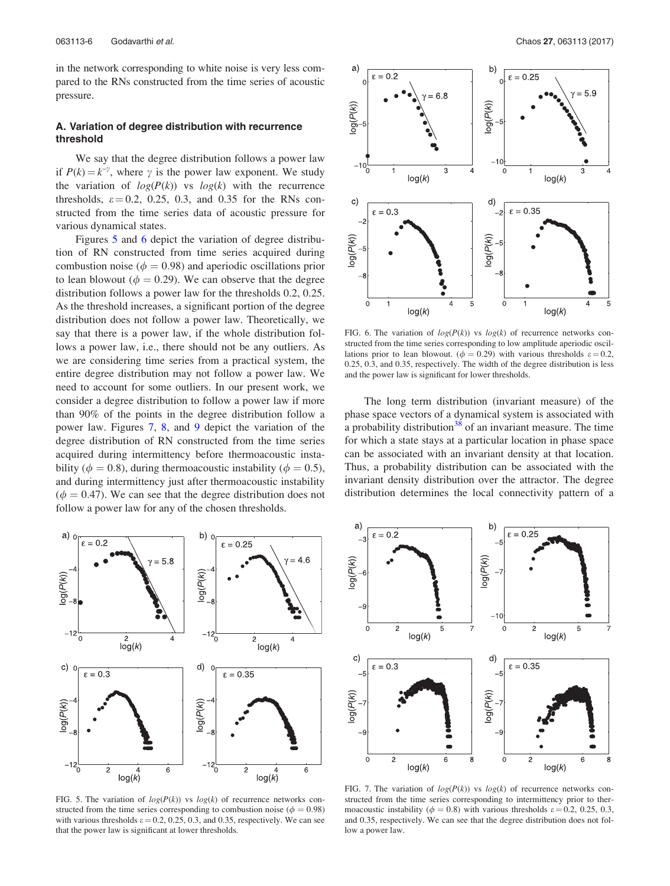in the network corresponding to white noise is very less compared to the RNs constructed from the time series of acoustic pressure.

### A. Variation of degree distribution with recurrence threshold

We say that the degree distribution follows a power law if $P(k) = k^{-\gamma}$, where $\gamma$ is the power law exponent. We study the variation of $log(P(k))$ vs $log(k)$ with the recurrence thresholds, $\varepsilon = 0.2$, 0.25, 0.3, and 0.35 for the RNs constructed from the time series data of acoustic pressure for various dynamical states.

Figures 5 and 6 depict the variation of degree distribution of RN constructed from time series acquired during combustion noise ($\phi = 0.98$) and aperiodic oscillations prior to lean blowout ($\phi = 0.29$). We can observe that the degree distribution follows a power law for the thresholds 0.2, 0.25. As the threshold increases, a significant portion of the degree distribution does not follow a power law. Theoretically, we say that there is a power law, if the whole distribution follows a power law, i.e., there should not be any outliers. As we are considering time series from a practical system, the entire degree distribution may not follow a power law. We need to account for some outliers. In our present work, we consider a degree distribution to follow a power law if more than 90% of the points in the degree distribution follow a power law. Figures 7, 8, and 9 depict the variation of the degree distribution of RN constructed from the time series acquired during intermittency before thermoacoustic instability ($\phi = 0.8$), during thermoacoustic instability ($\phi = 0.5$), and during intermittency just after thermoacoustic instability ($\phi = 0.47$). We can see that the degree distribution does not follow a power law for any of the chosen thresholds.

FIG. 5. The variation of $log(P(k))$ vs $log(k)$ of recurrence networks constructed from the time series corresponding to combustion noise ($\phi = 0.98$) with various thresholds $\varepsilon = 0.2$, 0.25, 0.3, and 0.35, respectively. We can see that the power law is significant at lower thresholds.

FIG. 6. The variation of $log(P(k))$ vs $log(k)$ of recurrence networks constructed from the time series corresponding to low amplitude aperiodic oscillations prior to lean blowout. ($\phi = 0.29$) with various thresholds $\varepsilon = 0.2$, 0.25, 0.3, and 0.35, respectively. The width of the degree distribution is less and the power law is significant for lower thresholds.

The long term distribution (invariant measure) of the phase space vectors of a dynamical system is associated with a probability distribution[38] of an invariant measure. The time for which a state stays at a particular location in phase space can be associated with an invariant density at that location. Thus, a probability distribution can be associated with the invariant density distribution over the attractor. The degree distribution determines the local connectivity pattern of a

FIG. 7. The variation of $log(P(k))$ vs $log(k)$ of recurrence networks constructed from the time series corresponding to intermittency prior to thermoacoustic instability ($\phi = 0.8$) with various thresholds $\varepsilon = 0.2$, 0.25, 0.3, and 0.35, respectively. We can see that the degree distribution does not follow a power law.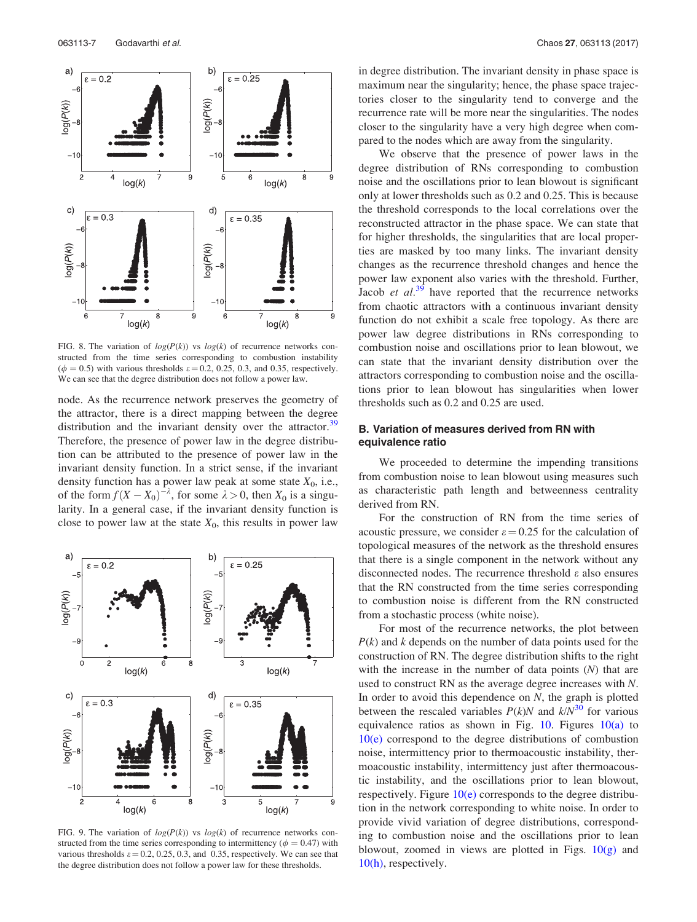FIG. 8. The variation of $log(P(k))$ vs $log(k)$ of recurrence networks constructed from the time series corresponding to combustion instability ($\phi = 0.5$) with various thresholds $\varepsilon = 0.2$, 0.25, 0.3, and 0.35, respectively. We can see that the degree distribution does not follow a power law.

node. As the recurrence network preserves the geometry of the attractor, there is a direct mapping between the degree distribution and the invariant density over the attractor.[39] Therefore, the presence of power law in the degree distribution can be attributed to the presence of power law in the invariant density function. In a strict sense, if the invariant density function has a power law peak at some state $X_0$, i.e., of the form $f(X - X_0)^{-\lambda}$, for some $\lambda > 0$, then $X_0$ is a singularity. In a general case, if the invariant density function is close to power law at the state $X_0$, this results in power law

FIG. 9. The variation of $log(P(k))$ vs $log(k)$ of recurrence networks constructed from the time series corresponding to intermittency ($\phi = 0.47$) with various thresholds $\varepsilon = 0.2$, 0.25, 0.3, and 0.35, respectively. We can see that the degree distribution does not follow a power law for these thresholds.

in degree distribution. The invariant density in phase space is maximum near the singularity; hence, the phase space trajectories closer to the singularity tend to converge and the recurrence rate will be more near the singularities. The nodes closer to the singularity have a very high degree when compared to the nodes which are away from the singularity.

We observe that the presence of power laws in the degree distribution of RNs corresponding to combustion noise and the oscillations prior to lean blowout is significant only at lower thresholds such as 0.2 and 0.25. This is because the threshold corresponds to the local correlations over the reconstructed attractor in the phase space. We can state that for higher thresholds, the singularities that are local properties are masked by too many links. The invariant density changes as the recurrence threshold changes and hence the power law exponent also varies with the threshold. Further, Jacob *et al.*[39] have reported that the recurrence networks from chaotic attractors with a continuous invariant density function do not exhibit a scale free topology. As there are power law degree distributions in RNs corresponding to combustion noise and oscillations prior to lean blowout, we can state that the invariant density distribution over the attractors corresponding to combustion noise and the oscillations prior to lean blowout has singularities when lower thresholds such as 0.2 and 0.25 are used.

### B. Variation of measures derived from RN with equivalence ratio

We proceeded to determine the impending transitions from combustion noise to lean blowout using measures such as characteristic path length and betweenness centrality derived from RN.

For the construction of RN from the time series of acoustic pressure, we consider $\varepsilon = 0.25$ for the calculation of topological measures of the network as the threshold ensures that there is a single component in the network without any disconnected nodes. The recurrence threshold $\varepsilon$ also ensures that the RN constructed from the time series corresponding to combustion noise is different from the RN constructed from a stochastic process (white noise).

For most of the recurrence networks, the plot between $P(k)$ and $k$ depends on the number of data points used for the construction of RN. The degree distribution shifts to the right with the increase in the number of data points ($N$) that are used to construct RN as the average degree increases with $N$. In order to avoid this dependence on $N$, the graph is plotted between the rescaled variables $P(k)N$ and $k/N$[30] for various equivalence ratios as shown in Fig. 10. Figures 10(a) to 10(e) correspond to the degree distributions of combustion noise, intermittency prior to thermoacoustic instability, thermoacoustic instability, intermittency just after thermoacoustic instability, and the oscillations prior to lean blowout, respectively. Figure 10(e) corresponds to the degree distribution in the network corresponding to white noise. In order to provide vivid variation of degree distributions, corresponding to combustion noise and the oscillations prior to lean blowout, zoomed in views are plotted in Figs. 10(g) and 10(h), respectively.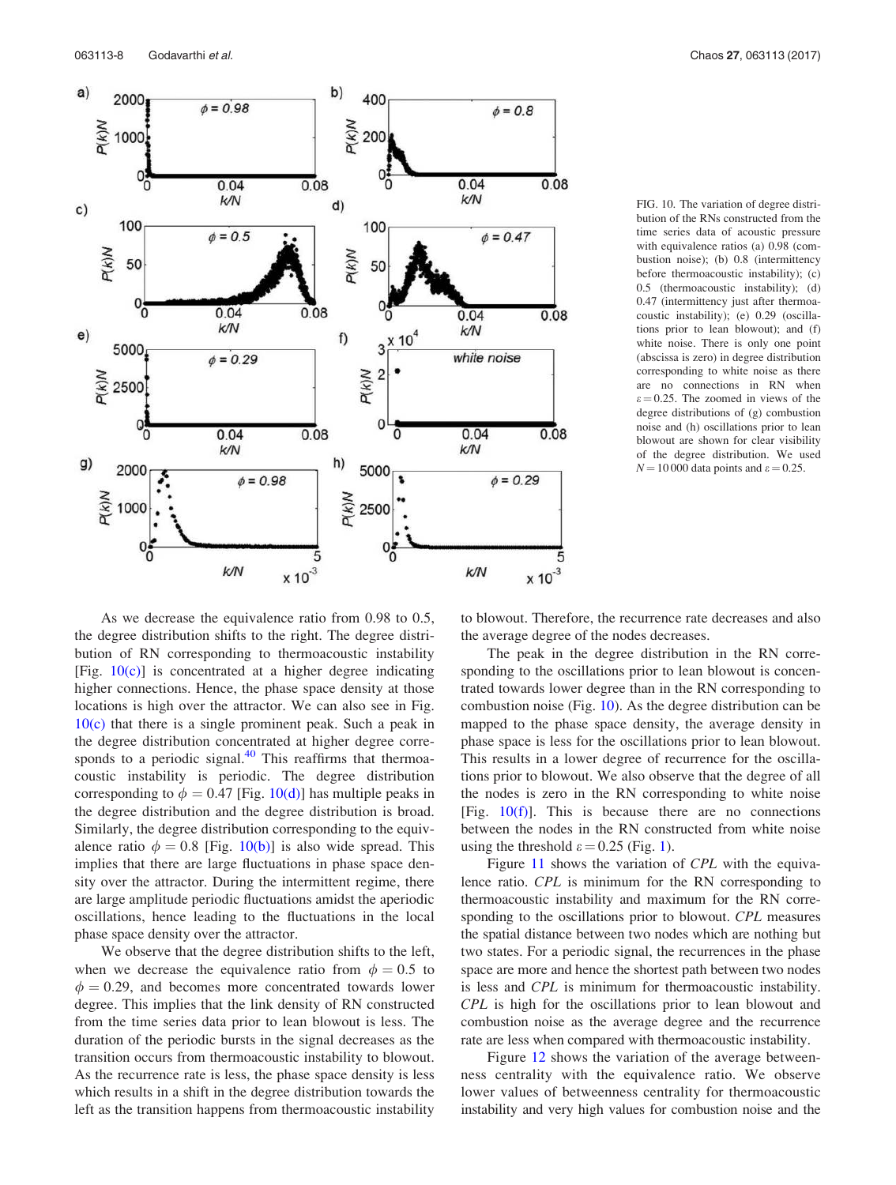FIG. 10. The variation of degree distribution of the RNs constructed from the time series data of acoustic pressure with equivalence ratios (a) 0.98 (combustion noise); (b) 0.8 (intermittency before thermoacoustic instability); (c) 0.5 (thermoacoustic instability); (d) 0.47 (intermittency just after thermoacoustic instability); (e) 0.29 (oscillations prior to lean blowout); and (f) white noise. There is only one point (abscissa is zero) in degree distribution corresponding to white noise as there are no connections in RN when $\varepsilon = 0.25$. The zoomed in views of the degree distributions of (g) combustion noise and (h) oscillations prior to lean blowout are shown for clear visibility of the degree distribution. We used $N = 10\,000$ data points and $\varepsilon = 0.25$.

As we decrease the equivalence ratio from 0.98 to 0.5, the degree distribution shifts to the right. The degree distribution of RN corresponding to thermoacoustic instability [Fig. 10(c)] is concentrated at a higher degree indicating higher connections. Hence, the phase space density at those locations is high over the attractor. We can also see in Fig. 10(c) that there is a single prominent peak. Such a peak in the degree distribution concentrated at higher degree corresponds to a periodic signal.[40] This reaffirms that thermoacoustic instability is periodic. The degree distribution corresponding to $\phi = 0.47$ [Fig. 10(d)] has multiple peaks in the degree distribution and the degree distribution is broad. Similarly, the degree distribution corresponding to the equivalence ratio $\phi = 0.8$ [Fig. 10(b)] is also wide spread. This implies that there are large fluctuations in phase space density over the attractor. During the intermittent regime, there are large amplitude periodic fluctuations amidst the aperiodic oscillations, hence leading to the fluctuations in the local phase space density over the attractor.

We observe that the degree distribution shifts to the left, when we decrease the equivalence ratio from $\phi = 0.5$ to $\phi = 0.29$, and becomes more concentrated towards lower degree. This implies that the link density of RN constructed from the time series data prior to lean blowout is less. The duration of the periodic bursts in the signal decreases as the transition occurs from thermoacoustic instability to blowout. As the recurrence rate is less, the phase space density is less which results in a shift in the degree distribution towards the left as the transition happens from thermoacoustic instability to blowout. Therefore, the recurrence rate decreases and also the average degree of the nodes decreases.

The peak in the degree distribution in the RN corresponding to the oscillations prior to lean blowout is concentrated towards lower degree than in the RN corresponding to combustion noise (Fig. 10). As the degree distribution can be mapped to the phase space density, the average density in phase space is less for the oscillations prior to lean blowout. This results in a lower degree of recurrence for the oscillations prior to blowout. We also observe that the degree of all the nodes is zero in the RN corresponding to white noise [Fig. 10(f)]. This is because there are no connections between the nodes in the RN constructed from white noise using the threshold $\varepsilon = 0.25$ (Fig. 1).

Figure 11 shows the variation of *CPL* with the equivalence ratio. *CPL* is minimum for the RN corresponding to thermoacoustic instability and maximum for the RN corresponding to the oscillations prior to blowout. *CPL* measures the spatial distance between two nodes which are nothing but two states. For a periodic signal, the recurrences in the phase space are more and hence the shortest path between two nodes is less and *CPL* is minimum for thermoacoustic instability. *CPL* is high for the oscillations prior to lean blowout and combustion noise as the average degree and the recurrence rate are less when compared with thermoacoustic instability.

Figure 12 shows the variation of the average betweenness centrality with the equivalence ratio. We observe lower values of betweenness centrality for thermoacoustic instability and very high values for combustion noise and the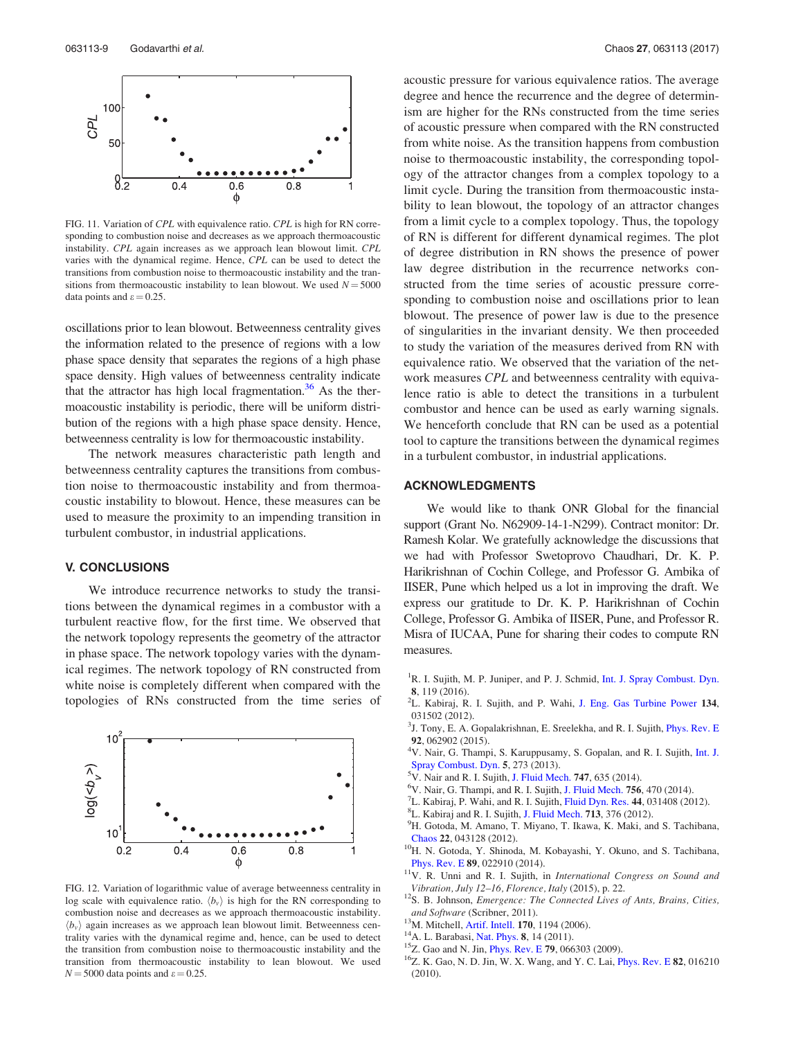FIG. 11. Variation of $CPL$ with equivalence ratio. $CPL$ is high for RN corresponding to combustion noise and decreases as we approach thermoacoustic instability. $CPL$ again increases as we approach lean blowout limit. $CPL$ varies with the dynamical regime. Hence, $CPL$ can be used to detect the transitions from combustion noise to thermoacoustic instability and the transitions from thermoacoustic instability to lean blowout. We used $N = 5000$ data points and $\varepsilon = 0.25$.

oscillations prior to lean blowout. Betweenness centrality gives the information related to the presence of regions with a low phase space density that separates the regions of a high phase space density. High values of betweenness centrality indicate that the attractor has high local fragmentation.[36] As the thermoacoustic instability is periodic, there will be uniform distribution of the regions with a high phase space density. Hence, betweenness centrality is low for thermoacoustic instability.

The network measures characteristic path length and betweenness centrality captures the transitions from combustion noise to thermoacoustic instability and from thermoacoustic instability to blowout. Hence, these measures can be used to measure the proximity to an impending transition in turbulent combustor, in industrial applications.

## V. CONCLUSIONS

We introduce recurrence networks to study the transitions between the dynamical regimes in a combustor with a turbulent reactive flow, for the first time. We observed that the network topology represents the geometry of the attractor in phase space. The network topology varies with the dynamical regimes. The network topology of RN constructed from white noise is completely different when compared with the topologies of RNs constructed from the time series of acoustic pressure for various equivalence ratios. The average degree and hence the recurrence and the degree of determinism are higher for the RNs constructed from the time series of acoustic pressure when compared with the RN constructed from white noise. As the transition happens from combustion noise to thermoacoustic instability, the corresponding topology of the attractor changes from a complex topology to a limit cycle. During the transition from thermoacoustic instability to lean blowout, the topology of an attractor changes from a limit cycle to a complex topology. Thus, the topology of RN is different for different dynamical regimes. The plot of degree distribution in RN shows the presence of power law degree distribution in the recurrence networks constructed from the time series of acoustic pressure corresponding to combustion noise and oscillations prior to lean blowout. The presence of power law is due to the presence of singularities in the invariant density. We then proceeded to study the variation of the measures derived from RN with equivalence ratio. We observed that the variation of the network measures $CPL$ and betweenness centrality with equivalence ratio is able to detect the transitions in a turbulent combustor and hence can be used as early warning signals. We henceforth conclude that RN can be used as a potential tool to capture the transitions between the dynamical regimes in a turbulent combustor, in industrial applications.

FIG. 12. Variation of logarithmic value of average betweenness centrality in log scale with equivalence ratio. $\langle b_v \rangle$ is high for the RN corresponding to combustion noise and decreases as we approach thermoacoustic instability. $\langle b_v \rangle$ again increases as we approach lean blowout limit. Betweenness centrality varies with the dynamical regime and, hence, can be used to detect the transition from combustion noise to thermoacoustic instability and the transition from thermoacoustic instability to lean blowout. We used $N = 5000$ data points and $\varepsilon = 0.25$.

## ACKNOWLEDGMENTS

We would like to thank ONR Global for the financial support (Grant No. N62909-14-1-N299). Contract monitor: Dr. Ramesh Kolar. We gratefully acknowledge the discussions that we had with Professor Swetoprovo Chaudhari, Dr. K. P. Harikrishnan of Cochin College, and Professor G. Ambika of IISER, Pune which helped us a lot in improving the draft. We express our gratitude to Dr. K. P. Harikrishnan of Cochin College, Professor G. Ambika of IISER, Pune, and Professor R. Misra of IUCAA, Pune for sharing their codes to compute RN measures.

[1] R. I. Sujith, M. P. Juniper, and P. J. Schmid, Int. J. Spray Combust. Dyn. **8**, 119 (2016).
[2] L. Kabiraj, R. I. Sujith, and P. Wahi, J. Eng. Gas Turbine Power **134**, 031502 (2012).
[3] J. Tony, E. A. Gopalakrishnan, E. Sreelekha, and R. I. Sujith, Phys. Rev. E **92**, 062902 (2015).
[4] V. Nair, G. Thampi, S. Karuppusamy, S. Gopalan, and R. I. Sujith, Int. J. Spray Combust. Dyn. **5**, 273 (2013).
[5] V. Nair and R. I. Sujith, J. Fluid Mech. **747**, 635 (2014).
[6] V. Nair, G. Thampi, and R. I. Sujith, J. Fluid Mech. **756**, 470 (2014).
[7] L. Kabiraj, P. Wahi, and R. I. Sujith, Fluid Dyn. Res. **44**, 031408 (2012).
[8] L. Kabiraj and R. I. Sujith, J. Fluid Mech. **713**, 376 (2012).
[9] H. Gotoda, M. Amano, T. Miyano, T. Ikawa, K. Maki, and S. Tachibana, Chaos **22**, 043128 (2012).
[10] H. N. Gotoda, Y. Shinoda, M. Kobayashi, Y. Okuno, and S. Tachibana, Phys. Rev. E **89**, 022910 (2014).
[11] V. R. Unni and R. I. Sujith, in *International Congress on Sound and Vibration, July 12–16, Florence, Italy* (2015), p. 22.
[12] S. B. Johnson, *Emergence: The Connected Lives of Ants, Brains, Cities, and Software* (Scribner, 2011).
[13] M. Mitchell, Artif. Intell. **170**, 1194 (2006).
[14] A. L. Barabasi, Nat. Phys. **8**, 14 (2011).
[15] Z. Gao and N. Jin, Phys. Rev. E **79**, 066303 (2009).
[16] Z. K. Gao, N. D. Jin, W. X. Wang, and Y. C. Lai, Phys. Rev. E **82**, 016210 (2010).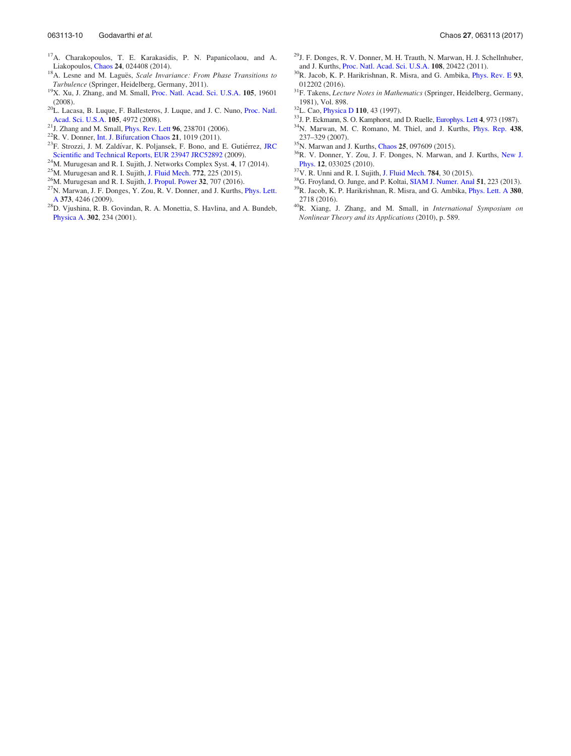[17] A. Charakopoulos, T. E. Karakasidis, P. N. Papanicolaou, and A. Liakopoulos, Chaos **24**, 024408 (2014).

[18] A. Lesne and M. Laguës, *Scale Invariance: From Phase Transitions to Turbulence* (Springer, Heidelberg, Germany, 2011).

[19] X. Xu, J. Zhang, and M. Small, Proc. Natl. Acad. Sci. U.S.A. **105**, 19601 (2008).

[20] L. Lacasa, B. Luque, F. Ballesteros, J. Luque, and J. C. Nuno, Proc. Natl. Acad. Sci. U.S.A. **105**, 4972 (2008).

[21] J. Zhang and M. Small, Phys. Rev. Lett **96**, 238701 (2006).

[22] R. V. Donner, Int. J. Bifurcation Chaos **21**, 1019 (2011).

[23] F. Strozzi, J. M. Zaldívar, K. Poljansek, F. Bono, and E. Gutiérrez, JRC Scientific and Technical Reports, EUR 23947 JRC52892 (2009).

[24] M. Murugesan and R. I. Sujith, J. Networks Complex Syst. **4**, 17 (2014).

[25] M. Murugesan and R. I. Sujith, J. Fluid Mech. **772**, 225 (2015).

[26] M. Murugesan and R. I. Sujith, J. Propul. Power **32**, 707 (2016).

[27] N. Marwan, J. F. Donges, Y. Zou, R. V. Donner, and J. Kurths, Phys. Lett. A **373**, 4246 (2009).

[28] D. Vjushina, R. B. Govindan, R. A. Monettia, S. Havlina, and A. Bundeb, Physica A. **302**, 234 (2001).

[29] J. F. Donges, R. V. Donner, M. H. Trauth, N. Marwan, H. J. Schellnhuber, and J. Kurths, Proc. Natl. Acad. Sci. U.S.A. **108**, 20422 (2011).

[30] R. Jacob, K. P. Harikrishnan, R. Misra, and G. Ambika, Phys. Rev. E **93**, 012202 (2016).

[31] F. Takens, *Lecture Notes in Mathematics* (Springer, Heidelberg, Germany, 1981), Vol. 898.

[32] L. Cao, Physica D **110**, 43 (1997).

[33] J. P. Eckmann, S. O. Kamphorst, and D. Ruelle, Europhys. Lett **4**, 973 (1987).

[34] N. Marwan, M. C. Romano, M. Thiel, and J. Kurths, Phys. Rep. **438**, 237–329 (2007).

[35] N. Marwan and J. Kurths, Chaos **25**, 097609 (2015).

[36] R. V. Donner, Y. Zou, J. F. Donges, N. Marwan, and J. Kurths, New J. Phys. **12**, 033025 (2010).

[37] V. R. Unni and R. I. Sujith, J. Fluid Mech. **784**, 30 (2015).

[38] G. Froyland, O. Junge, and P. Koltai, SIAM J. Numer. Anal **51**, 223 (2013).

[39] R. Jacob, K. P. Harikrishnan, R. Misra, and G. Ambika, Phys. Lett. A **380**, 2718 (2016).

[40] R. Xiang, J. Zhang, and M. Small, in *International Symposium on Nonlinear Theory and its Applications* (2010), p. 589.